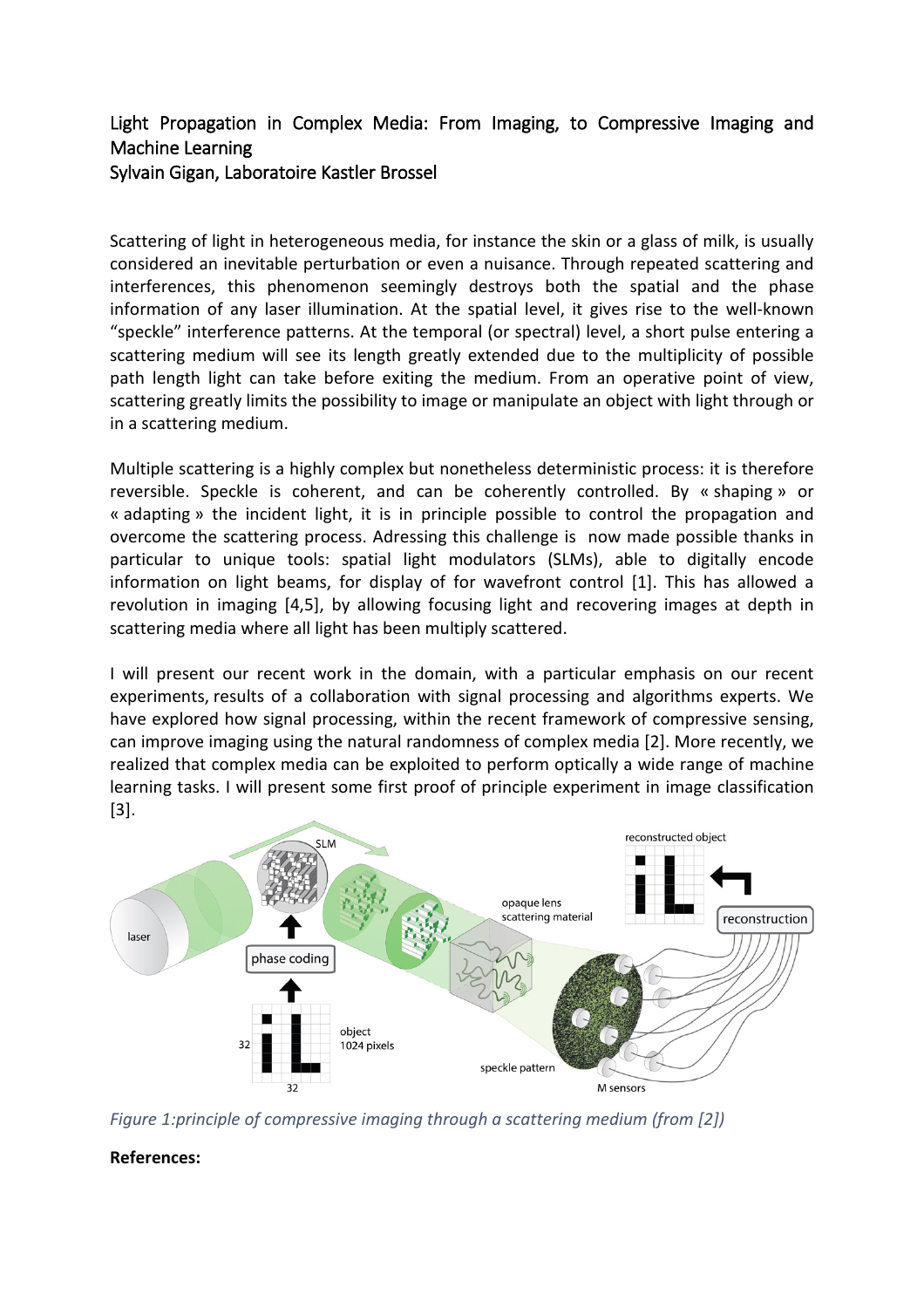# Light Propagation in Complex Media: From Imaging, to Compressive Imaging and Machine Learning

Sylvain Gigan, Laboratoire Kastler Brossel

Scattering of light in heterogeneous media, for instance the skin or a glass of milk, is usually considered an inevitable perturbation or even a nuisance. Through repeated scattering and interferences, this phenomenon seemingly destroys both the spatial and the phase information of any laser illumination. At the spatial level, it gives rise to the well-known "speckle" interference patterns. At the temporal (or spectral) level, a short pulse entering a scattering medium will see its length greatly extended due to the multiplicity of possible path length light can take before exiting the medium. From an operative point of view, scattering greatly limits the possibility to image or manipulate an object with light through or in a scattering medium.

Multiple scattering is a highly complex but nonetheless deterministic process: it is therefore reversible. Speckle is coherent, and can be coherently controlled. By « shaping » or « adapting » the incident light, it is in principle possible to control the propagation and overcome the scattering process. Adressing this challenge is now made possible thanks in particular to unique tools: spatial light modulators (SLMs), able to digitally encode information on light beams, for display of for wavefront control [1]. This has allowed a revolution in imaging [4,5], by allowing focusing light and recovering images at depth in scattering media where all light has been multiply scattered.

I will present our recent work in the domain, with a particular emphasis on our recent experiments, results of a collaboration with signal processing and algorithms experts. We have explored how signal processing, within the recent framework of compressive sensing, can improve imaging using the natural randomness of complex media [2]. More recently, we realized that complex media can be exploited to perform optically a wide range of machine learning tasks. I will present some first proof of principle experiment in image classification [3].

*Figure 1:principle of compressive imaging through a scattering medium (from [2])*

**References:**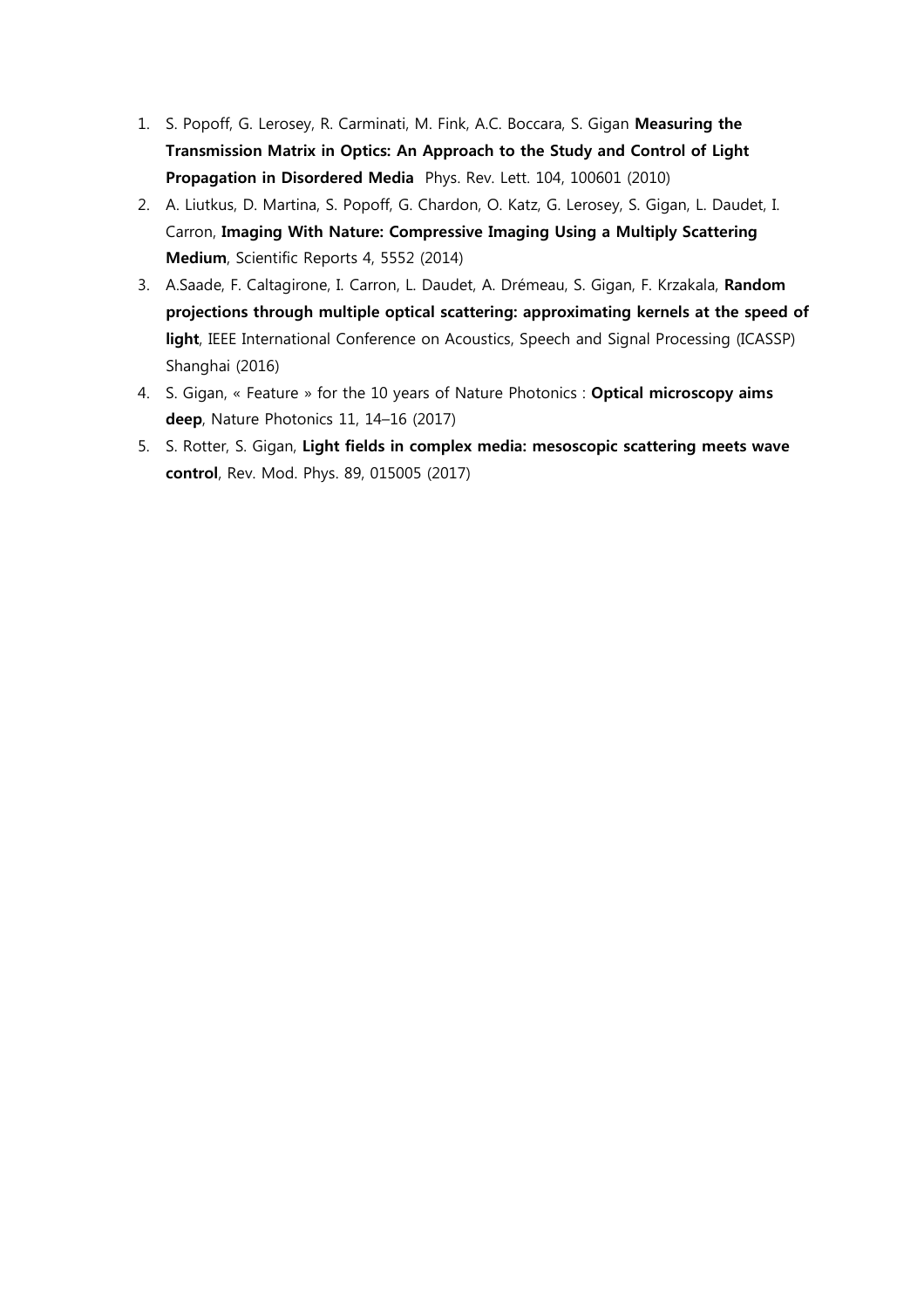1. S. Popoff, G. Lerosey, R. Carminati, M. Fink, A.C. Boccara, S. Gigan **Measuring the Transmission Matrix in Optics: An Approach to the Study and Control of Light Propagation in Disordered Media** Phys. Rev. Lett. 104, 100601 (2010)
2. A. Liutkus, D. Martina, S. Popoff, G. Chardon, O. Katz, G. Lerosey, S. Gigan, L. Daudet, I. Carron, **Imaging With Nature: Compressive Imaging Using a Multiply Scattering Medium**, Scientific Reports 4, 5552 (2014)
3. A.Saade, F. Caltagirone, I. Carron, L. Daudet, A. Drémeau, S. Gigan, F. Krzakala, **Random projections through multiple optical scattering: approximating kernels at the speed of light**, IEEE International Conference on Acoustics, Speech and Signal Processing (ICASSP) Shanghai (2016)
4. S. Gigan, « Feature » for the 10 years of Nature Photonics : **Optical microscopy aims deep**, Nature Photonics 11, 14–16 (2017)
5. S. Rotter, S. Gigan, **Light fields in complex media: mesoscopic scattering meets wave control**, Rev. Mod. Phys. 89, 015005 (2017)